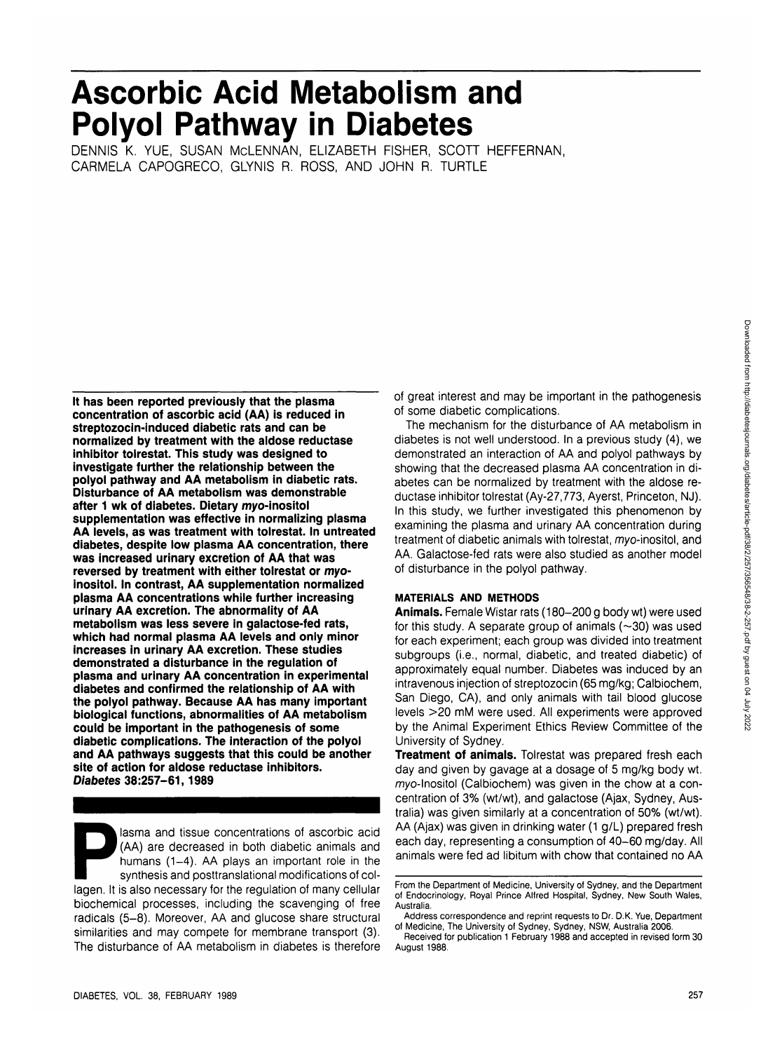# Ascorbic Acid Metabolism and Polyol Pathway in Diabetes

DENNIS K. YUE, SUSAN McLENNAN, ELIZABETH FISHER, SCOTT HEFFERNAN, CARMELA CAPOGRECO, GLYNIS R. ROSS, AND JOHN R. TURTLE

**It has been reported previously that the plasma concentration of ascorbic acid (AA) is reduced in streptozocin-induced diabetic rats and can be normalized by treatment with the aldose reductase inhibitor tolrestat. This study was designed to investigate further the relationship between the polyol pathway and AA metabolism in diabetic rats. Disturbance of AA metabolism was demonstrable after 1 wk of diabetes. Dietary *myo*-inositol supplementation was effective in normalizing plasma AA levels, as was treatment with tolrestat. In untreated diabetes, despite low plasma AA concentration, there was increased urinary excretion of AA that was reversed by treatment with either tolrestat or *myo*-inositol. In contrast, AA supplementation normalized plasma AA concentrations while further increasing urinary AA excretion. The abnormality of AA metabolism was less severe in galactose-fed rats, which had normal plasma AA levels and only minor increases in urinary AA excretion. These studies demonstrated a disturbance in the regulation of plasma and urinary AA concentration in experimental diabetes and confirmed the relationship of AA with the polyol pathway. Because AA has many important biological functions, abnormalities of AA metabolism could be important in the pathogenesis of some diabetic complications. The interaction of the polyol and AA pathways suggests that this could be another site of action for aldose reductase inhibitors. *Diabetes* 38:257–61, 1989**

Plasma and tissue concentrations of ascorbic acid (AA) are decreased in both diabetic animals and humans (1–4). AA plays an important role in the synthesis and posttranslational modifications of collagen. It is also necessary for the regulation of many cellular biochemical processes, including the scavenging of free radicals (5–8). Moreover, AA and glucose share structural similarities and may compete for membrane transport (3). The disturbance of AA metabolism in diabetes is therefore of great interest and may be important in the pathogenesis of some diabetic complications.

The mechanism for the disturbance of AA metabolism in diabetes is not well understood. In a previous study (4), we demonstrated an interaction of AA and polyol pathways by showing that the decreased plasma AA concentration in diabetes can be normalized by treatment with the aldose reductase inhibitor tolrestat (Ay-27,773, Ayerst, Princeton, NJ). In this study, we further investigated this phenomenon by examining the plasma and urinary AA concentration during treatment of diabetic animals with tolrestat, *myo*-inositol, and AA. Galactose-fed rats were also studied as another model of disturbance in the polyol pathway.

## MATERIALS AND METHODS

**Animals.** Female Wistar rats (180–200 g body wt) were used for this study. A separate group of animals (~30) was used for each experiment; each group was divided into treatment subgroups (i.e., normal, diabetic, and treated diabetic) of approximately equal number. Diabetes was induced by an intravenous injection of streptozocin (65 mg/kg; Calbiochem, San Diego, CA), and only animals with tail blood glucose levels >20 mM were used. All experiments were approved by the Animal Experiment Ethics Review Committee of the University of Sydney.

**Treatment of animals.** Tolrestat was prepared fresh each day and given by gavage at a dosage of 5 mg/kg body wt. *myo*-Inositol (Calbiochem) was given in the chow at a concentration of 3% (wt/wt), and galactose (Ajax, Sydney, Australia) was given similarly at a concentration of 50% (wt/wt). AA (Ajax) was given in drinking water (1 g/L) prepared fresh each day, representing a consumption of 40–60 mg/day. All animals were fed ad libitum with chow that contained no AA

From the Department of Medicine, University of Sydney, and the Department of Endocrinology, Royal Prince Alfred Hospital, Sydney, New South Wales, Australia.

Address correspondence and reprint requests to Dr. D.K. Yue, Department of Medicine, The University of Sydney, Sydney, NSW, Australia 2006.

Received for publication 1 February 1988 and accepted in revised form 30 August 1988.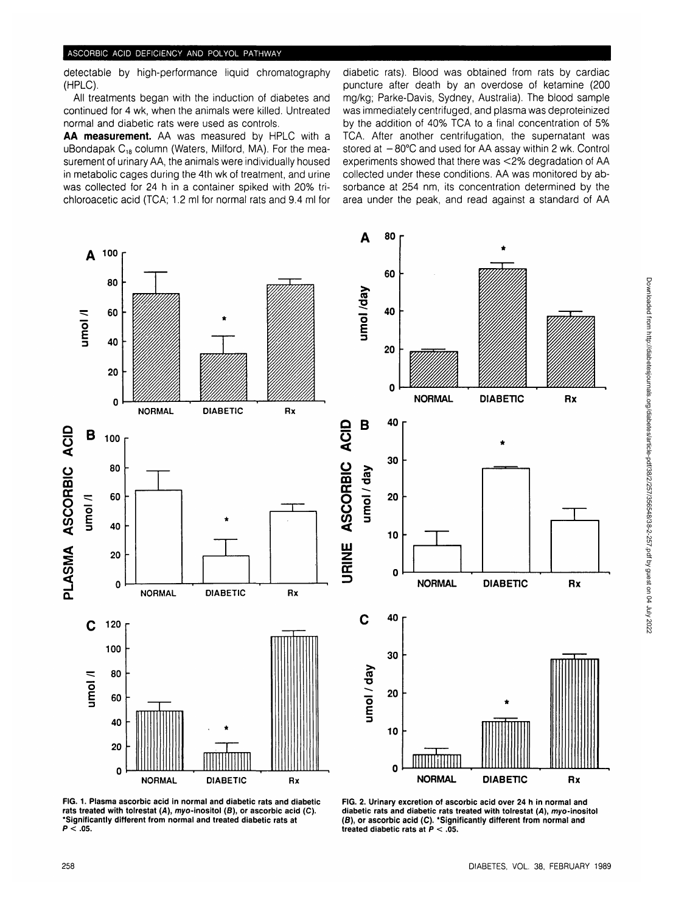detectable by high-performance liquid chromatography (HPLC).

All treatments began with the induction of diabetes and continued for 4 wk, when the animals were killed. Untreated normal and diabetic rats were used as controls.

**AA measurement.** AA was measured by HPLC with a uBondapak $C_{18}$ column (Waters, Milford, MA). For the measurement of urinary AA, the animals were individually housed in metabolic cages during the 4th wk of treatment, and urine was collected for 24 h in a container spiked with 20% trichloroacetic acid (TCA; 1.2 ml for normal rats and 9.4 ml for diabetic rats). Blood was obtained from rats by cardiac puncture after death by an overdose of ketamine (200 mg/kg; Parke-Davis, Sydney, Australia). The blood sample was immediately centrifuged, and plasma was deproteinized by the addition of 40% TCA to a final concentration of 5% TCA. After another centrifugation, the supernatant was stored at −80°C and used for AA assay within 2 wk. Control experiments showed that there was <2% degradation of AA collected under these conditions. AA was monitored by absorbance at 254 nm, its concentration determined by the area under the peak, and read against a standard of AA

FIG. 1. Plasma ascorbic acid in normal and diabetic rats and diabetic rats treated with tolrestat (*A*), *myo*-inositol (*B*), or ascorbic acid (*C*). *Significantly different from normal and treated diabetic rats at $P < .05$.

FIG. 2. Urinary excretion of ascorbic acid over 24 h in normal and diabetic rats and diabetic rats treated with tolrestat (*A*), *myo*-inositol (*B*), or ascorbic acid (*C*). *Significantly different from normal and treated diabetic rats at $P < .05$.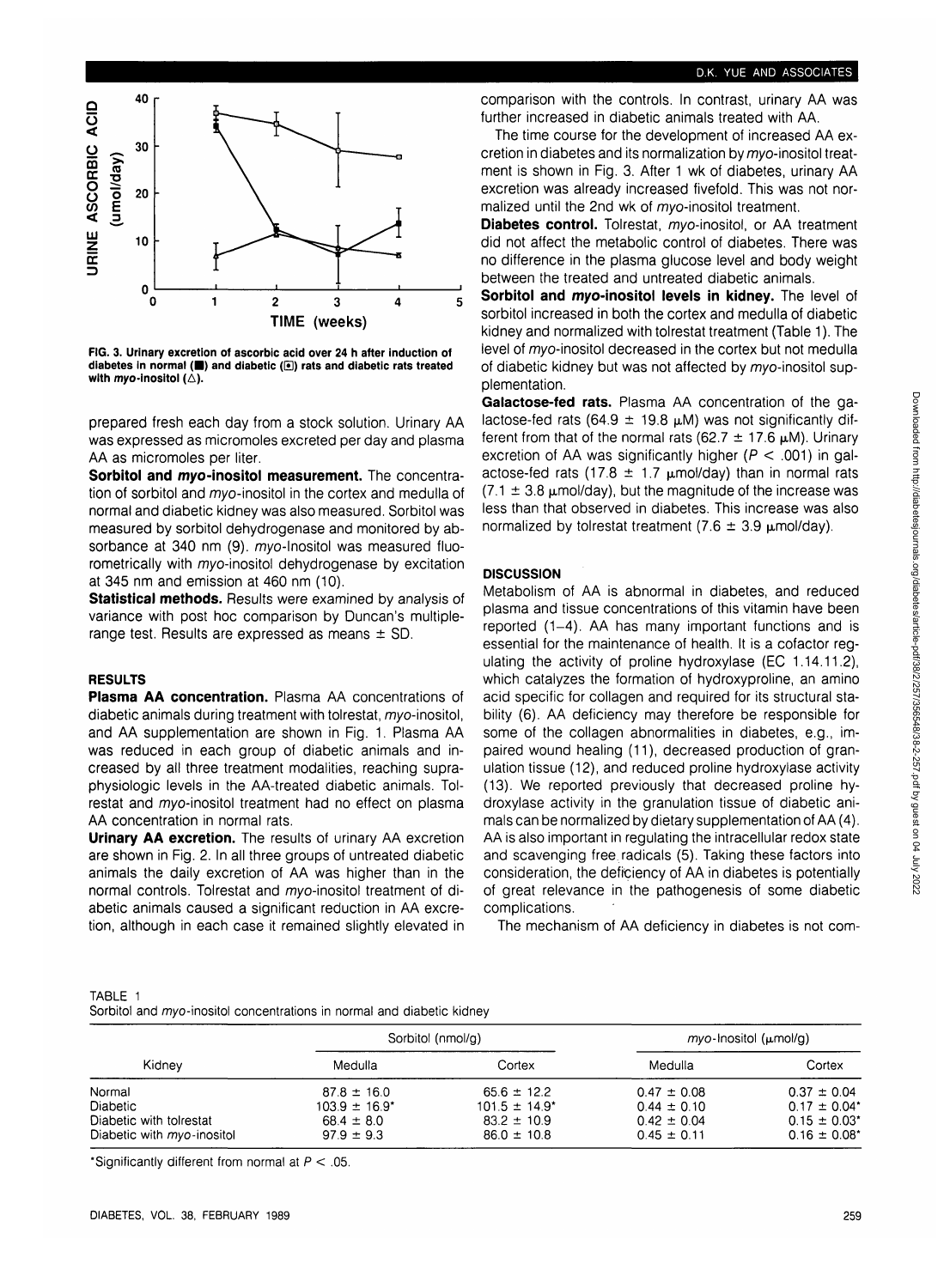FIG. 3. Urinary excretion of ascorbic acid over 24 h after induction of diabetes in normal (■) and diabetic (▣) rats and diabetic rats treated with *myo*-inositol (△).

prepared fresh each day from a stock solution. Urinary AA was expressed as micromoles excreted per day and plasma AA as micromoles per liter.

**Sorbitol and *myo*-inositol measurement.** The concentration of sorbitol and *myo*-inositol in the cortex and medulla of normal and diabetic kidney was also measured. Sorbitol was measured by sorbitol dehydrogenase and monitored by absorbance at 340 nm (9). *myo*-Inositol was measured fluorometrically with *myo*-inositol dehydrogenase by excitation at 345 nm and emission at 460 nm (10).

**Statistical methods.** Results were examined by analysis of variance with post hoc comparison by Duncan's multiple-range test. Results are expressed as means ± SD.

## RESULTS

**Plasma AA concentration.** Plasma AA concentrations of diabetic animals during treatment with tolrestat, *myo*-inositol, and AA supplementation are shown in Fig. 1. Plasma AA was reduced in each group of diabetic animals and increased by all three treatment modalities, reaching supraphysiologic levels in the AA-treated diabetic animals. Tolrestat and *myo*-inositol treatment had no effect on plasma AA concentration in normal rats.

**Urinary AA excretion.** The results of urinary AA excretion are shown in Fig. 2. In all three groups of untreated diabetic animals the daily excretion of AA was higher than in the normal controls. Tolrestat and *myo*-inositol treatment of diabetic animals caused a significant reduction in AA excretion, although in each case it remained slightly elevated in comparison with the controls. In contrast, urinary AA was further increased in diabetic animals treated with AA.

The time course for the development of increased AA excretion in diabetes and its normalization by *myo*-inositol treatment is shown in Fig. 3. After 1 wk of diabetes, urinary AA excretion was already increased fivefold. This was not normalized until the 2nd wk of *myo*-inositol treatment.

**Diabetes control.** Tolrestat, *myo*-inositol, or AA treatment did not affect the metabolic control of diabetes. There was no difference in the plasma glucose level and body weight between the treated and untreated diabetic animals.

**Sorbitol and *myo*-inositol levels in kidney.** The level of sorbitol increased in both the cortex and medulla of diabetic kidney and normalized with tolrestat treatment (Table 1). The level of *myo*-inositol decreased in the cortex but not medulla of diabetic kidney but was not affected by *myo*-inositol supplementation.

**Galactose-fed rats.** Plasma AA concentration of the galactose-fed rats (64.9 ± 19.8 μM) was not significantly different from that of the normal rats (62.7 ± 17.6 μM). Urinary excretion of AA was significantly higher ($P < .001$) in galactose-fed rats (17.8 ± 1.7 μmol/day) than in normal rats (7.1 ± 3.8 μmol/day), but the magnitude of the increase was less than that observed in diabetes. This increase was also normalized by tolrestat treatment (7.6 ± 3.9 μmol/day).

## DISCUSSION

Metabolism of AA is abnormal in diabetes, and reduced plasma and tissue concentrations of this vitamin have been reported (1–4). AA has many important functions and is essential for the maintenance of health. It is a cofactor regulating the activity of proline hydroxylase (EC 1.14.11.2), which catalyzes the formation of hydroxyproline, an amino acid specific for collagen and required for its structural stability (6). AA deficiency may therefore be responsible for some of the collagen abnormalities in diabetes, e.g., impaired wound healing (11), decreased production of granulation tissue (12), and reduced proline hydroxylase activity (13). We reported previously that decreased proline hydroxylase activity in the granulation tissue of diabetic animals can be normalized by dietary supplementation of AA (4). AA is also important in regulating the intracellular redox state and scavenging free radicals (5). Taking these factors into consideration, the deficiency of AA in diabetes is potentially of great relevance in the pathogenesis of some diabetic complications.

The mechanism of AA deficiency in diabetes is not com-

TABLE 1
Sorbitol and *myo*-inositol concentrations in normal and diabetic kidney

| Kidney | Sorbitol (nmol/g) | | *myo*-Inositol (μmol/g) | |
|---|---|---|---|---|
| | Medulla | Cortex | Medulla | Cortex |
| Normal | 87.8 ± 16.0 | 65.6 ± 12.2 | 0.47 ± 0.08 | 0.37 ± 0.04 |
| Diabetic | 103.9 ± 16.9* | 101.5 ± 14.9* | 0.44 ± 0.10 | 0.17 ± 0.04* |
| Diabetic with tolrestat | 68.4 ± 8.0 | 83.2 ± 10.9 | 0.42 ± 0.04 | 0.15 ± 0.03* |
| Diabetic with *myo*-inositol | 97.9 ± 9.3 | 86.0 ± 10.8 | 0.45 ± 0.11 | 0.16 ± 0.08* |

*Significantly different from normal at $P < .05$.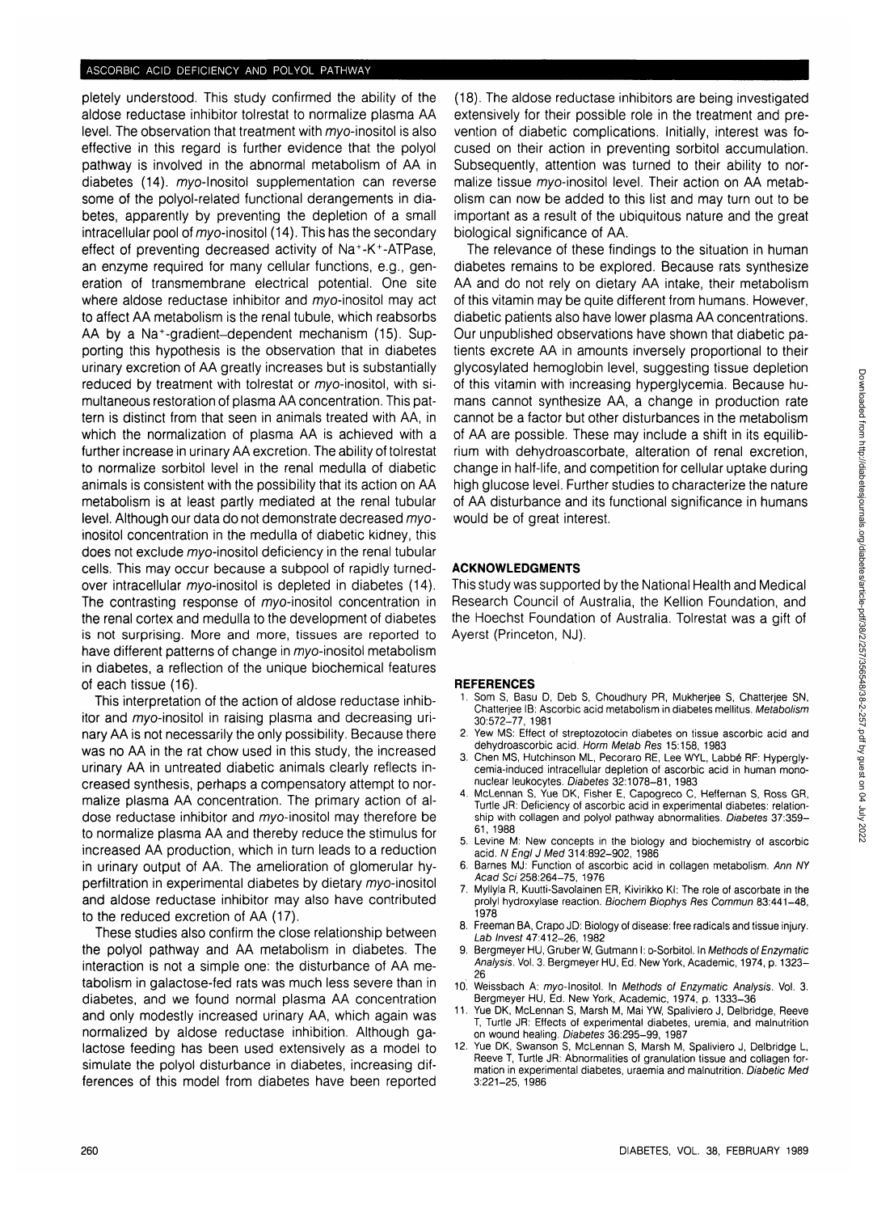pletely understood. This study confirmed the ability of the aldose reductase inhibitor tolrestat to normalize plasma AA level. The observation that treatment with *myo*-inositol is also effective in this regard is further evidence that the polyol pathway is involved in the abnormal metabolism of AA in diabetes (14). *myo*-Inositol supplementation can reverse some of the polyol-related functional derangements in diabetes, apparently by preventing the depletion of a small intracellular pool of *myo*-inositol (14). This has the secondary effect of preventing decreased activity of $Na^+$-$K^+$-ATPase, an enzyme required for many cellular functions, e.g., generation of transmembrane electrical potential. One site where aldose reductase inhibitor and *myo*-inositol may act to affect AA metabolism is the renal tubule, which reabsorbs AA by a $Na^+$-gradient–dependent mechanism (15). Supporting this hypothesis is the observation that in diabetes urinary excretion of AA greatly increases but is substantially reduced by treatment with tolrestat or *myo*-inositol, with simultaneous restoration of plasma AA concentration. This pattern is distinct from that seen in animals treated with AA, in which the normalization of plasma AA is achieved with a further increase in urinary AA excretion. The ability of tolrestat to normalize sorbitol level in the renal medulla of diabetic animals is consistent with the possibility that its action on AA metabolism is at least partly mediated at the renal tubular level. Although our data do not demonstrate decreased *myo*-inositol concentration in the medulla of diabetic kidney, this does not exclude *myo*-inositol deficiency in the renal tubular cells. This may occur because a subpool of rapidly turned-over intracellular *myo*-inositol is depleted in diabetes (14). The contrasting response of *myo*-inositol concentration in the renal cortex and medulla to the development of diabetes is not surprising. More and more, tissues are reported to have different patterns of change in *myo*-inositol metabolism in diabetes, a reflection of the unique biochemical features of each tissue (16).

This interpretation of the action of aldose reductase inhibitor and *myo*-inositol in raising plasma and decreasing urinary AA is not necessarily the only possibility. Because there was no AA in the rat chow used in this study, the increased urinary AA in untreated diabetic animals clearly reflects increased synthesis, perhaps a compensatory attempt to normalize plasma AA concentration. The primary action of aldose reductase inhibitor and *myo*-inositol may therefore be to normalize plasma AA and thereby reduce the stimulus for increased AA production, which in turn leads to a reduction in urinary output of AA. The amelioration of glomerular hyperfiltration in experimental diabetes by dietary *myo*-inositol and aldose reductase inhibitor may also have contributed to the reduced excretion of AA (17).

These studies also confirm the close relationship between the polyol pathway and AA metabolism in diabetes. The interaction is not a simple one: the disturbance of AA metabolism in galactose-fed rats was much less severe than in diabetes, and we found normal plasma AA concentration and only modestly increased urinary AA, which again was normalized by aldose reductase inhibition. Although galactose feeding has been used extensively as a model to simulate the polyol disturbance in diabetes, increasing differences of this model from diabetes have been reported (18). The aldose reductase inhibitors are being investigated extensively for their possible role in the treatment and prevention of diabetic complications. Initially, interest was focused on their action in preventing sorbitol accumulation. Subsequently, attention was turned to their ability to normalize tissue *myo*-inositol level. Their action on AA metabolism can now be added to this list and may turn out to be important as a result of the ubiquitous nature and the great biological significance of AA.

The relevance of these findings to the situation in human diabetes remains to be explored. Because rats synthesize AA and do not rely on dietary AA intake, their metabolism of this vitamin may be quite different from humans. However, diabetic patients also have lower plasma AA concentrations. Our unpublished observations have shown that diabetic patients excrete AA in amounts inversely proportional to their glycosylated hemoglobin level, suggesting tissue depletion of this vitamin with increasing hyperglycemia. Because humans cannot synthesize AA, a change in production rate cannot be a factor but other disturbances in the metabolism of AA are possible. These may include a shift in its equilibrium with dehydroascorbate, alteration of renal excretion, change in half-life, and competition for cellular uptake during high glucose level. Further studies to characterize the nature of AA disturbance and its functional significance in humans would be of great interest.

## ACKNOWLEDGMENTS

This study was supported by the National Health and Medical Research Council of Australia, the Kellion Foundation, and the Hoechst Foundation of Australia. Tolrestat was a gift of Ayerst (Princeton, NJ).

## REFERENCES

1. Som S, Basu D, Deb S, Choudhury PR, Mukherjee S, Chatterjee SN, Chatterjee IB: Ascorbic acid metabolism in diabetes mellitus. *Metabolism* 30:572–77, 1981
2. Yew MS: Effect of streptozotocin diabetes on tissue ascorbic acid and dehydroascorbic acid. *Horm Metab Res* 15:158, 1983
3. Chen MS, Hutchinson ML, Pecoraro RE, Lee WYL, Labbé RF: Hyperglycemia-induced intracellular depletion of ascorbic acid in human mononuclear leukocytes. *Diabetes* 32:1078–81, 1983
4. McLennan S, Yue DK, Fisher E, Capogreco C, Heffernan S, Ross GR, Turtle JR: Deficiency of ascorbic acid in experimental diabetes: relationship with collagen and polyol pathway abnormalities. *Diabetes* 37:359–61, 1988
5. Levine M: New concepts in the biology and biochemistry of ascorbic acid. *N Engl J Med* 314:892–902, 1986
6. Barnes MJ: Function of ascorbic acid in collagen metabolism. *Ann NY Acad Sci* 258:264–75, 1976
7. Myllyla R, Kuutti-Savolainen ER, Kivirikko KI: The role of ascorbate in the prolyl hydroxylase reaction. *Biochem Biophys Res Commun* 83:441–48, 1978
8. Freeman BA, Crapo JD: Biology of disease: free radicals and tissue injury. *Lab Invest* 47:412–26, 1982
9. Bergmeyer HU, Gruber W, Gutmann I: D-Sorbitol. In *Methods of Enzymatic Analysis*. Vol. 3. Bergmeyer HU, Ed. New York, Academic, 1974, p. 1323–26
10. Weissbach A: *myo*-Inositol. In *Methods of Enzymatic Analysis*. Vol. 3. Bergmeyer HU, Ed. New York, Academic, 1974, p. 1333–36
11. Yue DK, McLennan S, Marsh M, Mai YW, Spaliviero J, Delbridge L, Reeve T, Turtle JR: Effects of experimental diabetes, uremia, and malnutrition on wound healing. *Diabetes* 36:295–99, 1987
12. Yue DK, Swanson S, McLennan S, Marsh M, Spaliviero J, Delbridge L, Reeve T, Turtle JR: Abnormalities of granulation tissue and collagen formation in experimental diabetes, uraemia and malnutrition. *Diabetic Med* 3:221–25, 1986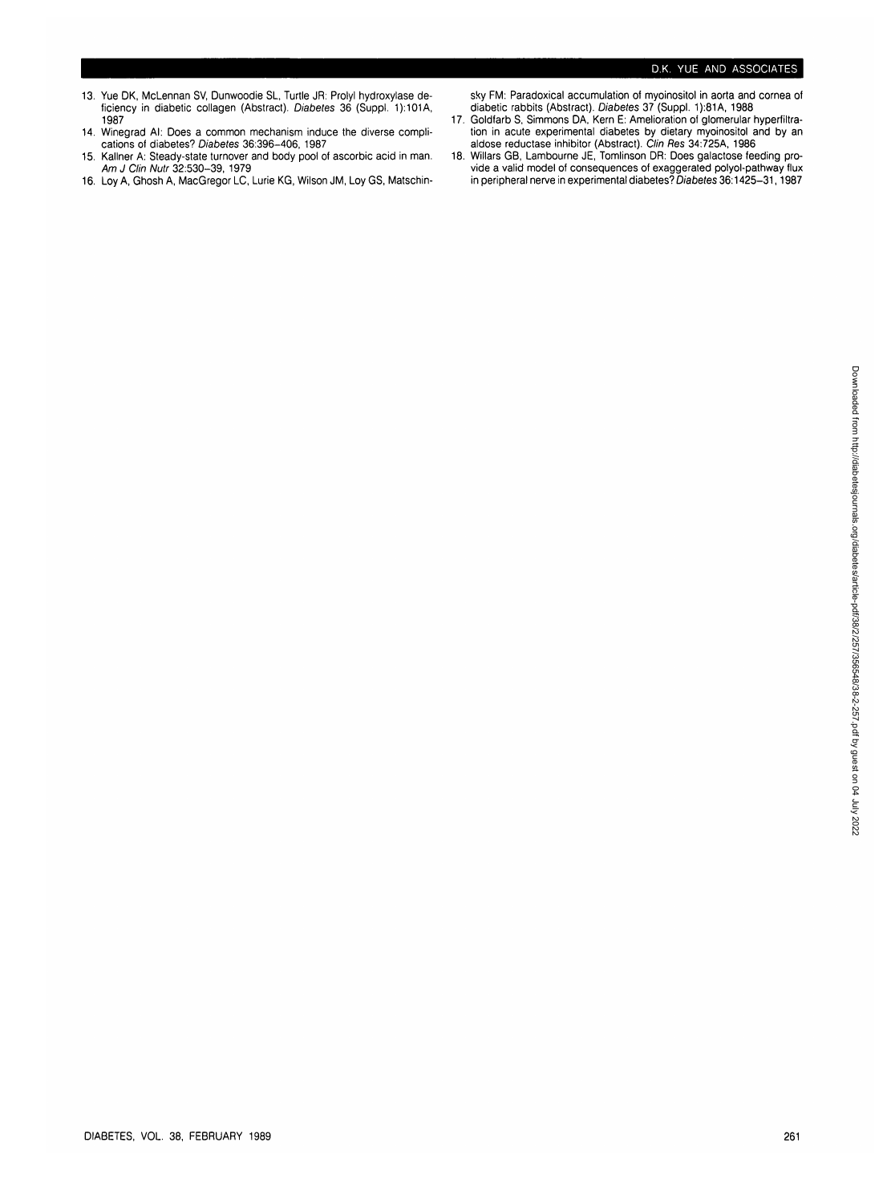13. Yue DK, McLennan SV, Dunwoodie SL, Turtle JR: Prolyl hydroxylase deficiency in diabetic collagen (Abstract). *Diabetes* 36 (Suppl. 1):101A, 1987
14. Winegrad AI: Does a common mechanism induce the diverse complications of diabetes? *Diabetes* 36:396–406, 1987
15. Kallner A: Steady-state turnover and body pool of ascorbic acid in man. *Am J Clin Nutr* 32:530–39, 1979
16. Loy A, Ghosh A, MacGregor LC, Lurie KG, Wilson JM, Loy GS, Matschinsky FM: Paradoxical accumulation of myoinositol in aorta and cornea of diabetic rabbits (Abstract). *Diabetes* 37 (Suppl. 1):81A, 1988
17. Goldfarb S, Simmons DA, Kern E: Amelioration of glomerular hyperfiltration in acute experimental diabetes by dietary myoinositol and by an aldose reductase inhibitor (Abstract). *Clin Res* 34:725A, 1986
18. Willars GB, Lambourne JE, Tomlinson DR: Does galactose feeding provide a valid model of consequences of exaggerated polyol-pathway flux in peripheral nerve in experimental diabetes? *Diabetes* 36:1425–31, 1987